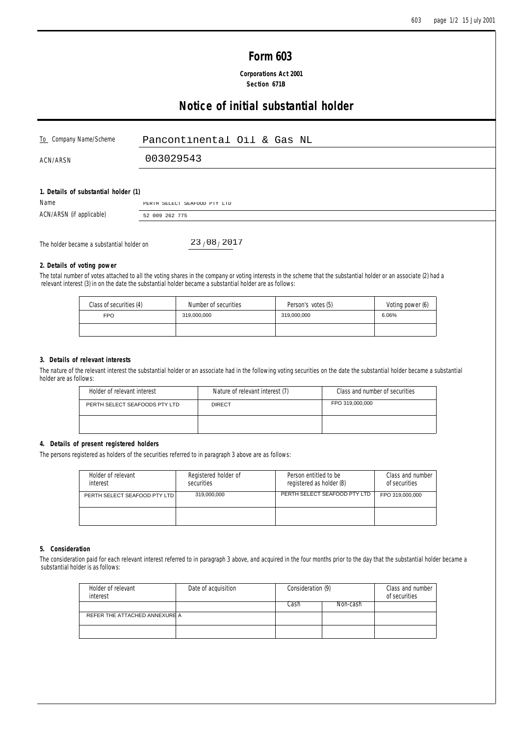# Form 603

**Corporations Act 2001**
**Section 671B**

# Notice of initial substantial holder

| | |
|---|---|
| To Company Name/Scheme | Pancontinental Oil & Gas NL |
| ACN/ARSN | 003029543 |

**1. Details of substantial holder (1)**

| | |
|---|---|
| Name | PERTH SELECT SEAFOOD PTY LTD |
| ACN/ARSN (if applicable) | 52 009 262 775 |

The holder became a substantial holder on 23/08/2017

**2. Details of voting power**

The total number of votes attached to all the voting shares in the company or voting interests in the scheme that the substantial holder or an associate (2) had a relevant interest (3) in on the date the substantial holder became a substantial holder are as follows:

| Class of securities (4) | Number of securities | Person's votes (5) | Voting power (6) |
|---|---|---|---|
| FPO | 319,000,000 | 319,000,000 | 6.06% |
| | | | |

**3. Details of relevant interests**

The nature of the relevant interest the substantial holder or an associate had in the following voting securities on the date the substantial holder became a substantial holder are as follows:

| Holder of relevant interest | Nature of relevant interest (7) | Class and number of securities |
|---|---|---|
| PERTH SELECT SEAFOODS PTY LTD | DIRECT | FPO 319,000,000 |
| | | |

**4. Details of present registered holders**

The persons registered as holders of the securities referred to in paragraph 3 above are as follows:

| Holder of relevant interest | Registered holder of securities | Person entitled to be registered as holder (8) | Class and number of securities |
|---|---|---|---|
| PERTH SELECT SEAFOOD PTY LTD | 319,000,000 | PERTH SELECT SEAFOOD PTY LTD | FPO 319,000,000 |
| | | | |

**5. Consideration**

The consideration paid for each relevant interest referred to in paragraph 3 above, and acquired in the four months prior to the day that the substantial holder became a substantial holder is as follows:

| Holder of relevant interest | Date of acquisition | Consideration (9) | | Class and number of securities |
|---|---|---|---|---|
| | | Cash | Non-cash | |
| REFER THE ATTACHED ANNEXURE A | | | | |
| | | | | |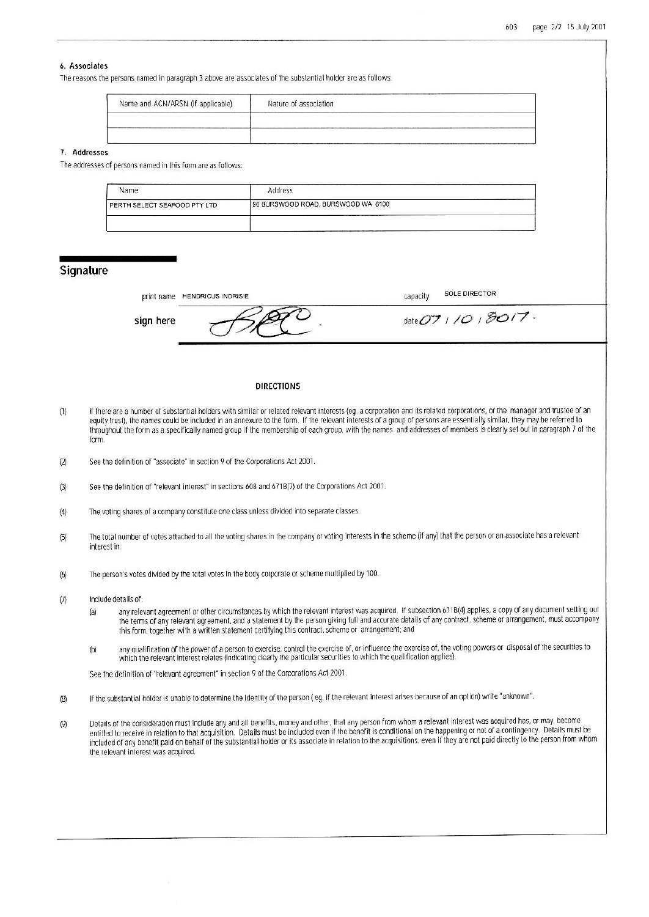### 6. Associates

The reasons the persons named in paragraph 3 above are associates of the substantial holder are as follows:

| Name and ACN/ARSN (if applicable) | Nature of association |
|---|---|
| | |
| | |

### 7. Addresses

The addresses of persons named in this form are as follows:

| Name | Address |
|---|---|
| PERTH SELECT SEAFOOD PTY LTD | 96 BURSWOOD ROAD, BURSWOOD WA 6100 |
| | |

## Signature

print name HENDRICUS INDRISIE capacity SOLE DIRECTOR

sign here [signature] date 07 / 10 / 2017.

### DIRECTIONS

(1) If there are a number of substantial holders with similar or related relevant interests (eg. a corporation and its related corporations, or the manager and trustee of an equity trust), the names could be included in an annexure to the form. If the relevant interests of a group of persons are essentially similar, they may be referred to throughout the form as a specifically named group if the membership of each group, with the names and addresses of members is clearly set out in paragraph 7 of the form.

(2) See the definition of "associate" in section 9 of the Corporations Act 2001.

(3) See the definition of "relevant interest" in sections 608 and 671B(7) of the Corporations Act 2001.

(4) The voting shares of a company constitute one class unless divided into separate classes.

(5) The total number of votes attached to all the voting shares in the company or voting interests in the scheme (if any) that the person or an associate has a relevant interest in.

(6) The person's votes divided by the total votes in the body corporate or scheme multiplied by 100.

(7) Include details of:

(a) any relevant agreement or other circumstances by which the relevant interest was acquired. If subsection 671B(4) applies, a copy of any document setting out the terms of any relevant agreement, and a statement by the person giving full and accurate details of any contract, scheme or arrangement, must accompany this form, together with a written statement certifying this contract, scheme or arrangement; and

(b) any qualification of the power of a person to exercise, control the exercise of, or influence the exercise of, the voting powers or disposal of the securities to which the relevant interest relates (indicating clearly the particular securities to which the qualification applies).

See the definition of "relevant agreement" in section 9 of the Corporations Act 2001.

(8) If the substantial holder is unable to determine the identity of the person ( eg. if the relevant interest arises because of an option) write "unknown".

(9) Details of the consideration must include any and all benefits, money and other, that any person from whom a relevant interest was acquired has, or may, become entitled to receive in relation to that acquisition. Details must be included even if the benefit is conditional on the happening or not of a contingency. Details must be included of any benefit paid on behalf of the substantial holder or its associate in relation to the acquisitions, even if they are not paid directly to the person from whom the relevant interest was acquired.